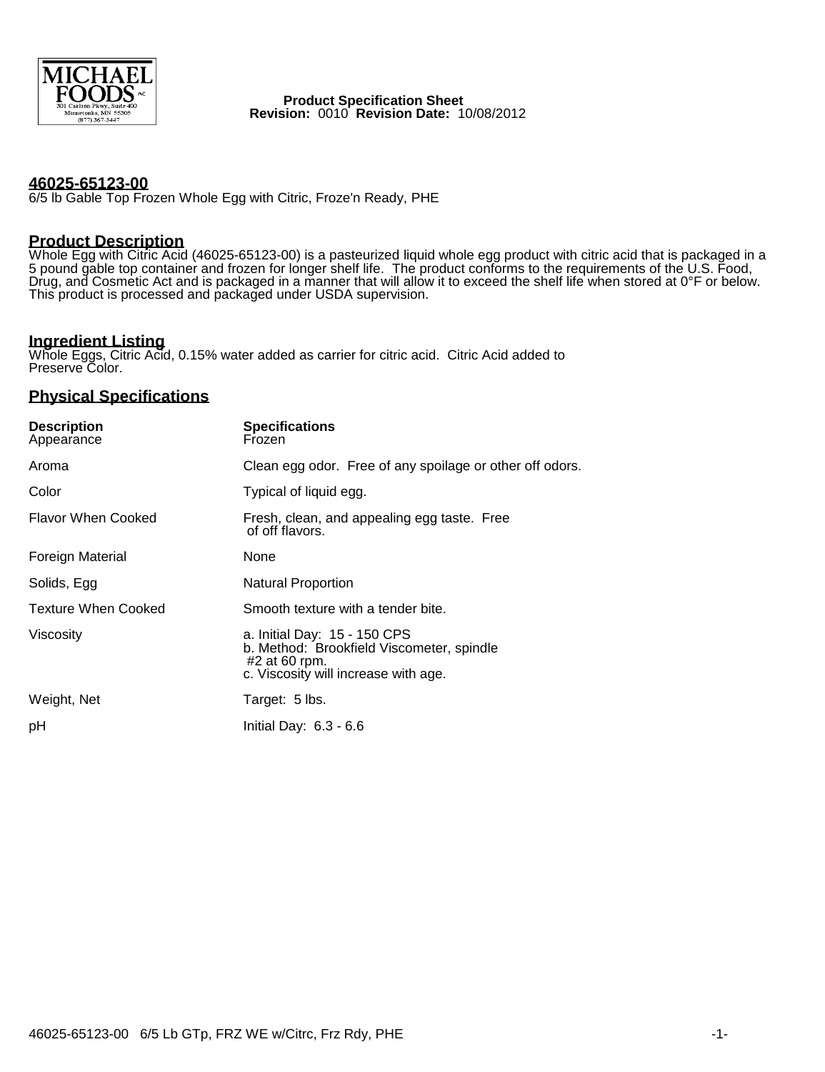**Product Specification Sheet**
**Revision:** 0010 **Revision Date:** 10/08/2012

## 46025-65123-00

6/5 lb Gable Top Frozen Whole Egg with Citric, Froze'n Ready, PHE

## Product Description

Whole Egg with Citric Acid (46025-65123-00) is a pasteurized liquid whole egg product with citric acid that is packaged in a 5 pound gable top container and frozen for longer shelf life. The product conforms to the requirements of the U.S. Food, Drug, and Cosmetic Act and is packaged in a manner that will allow it to exceed the shelf life when stored at 0°F or below. This product is processed and packaged under USDA supervision.

## Ingredient Listing

Whole Eggs, Citric Acid, 0.15% water added as carrier for citric acid. Citric Acid added to Preserve Color.

## Physical Specifications

| Description | Specifications |
|---|---|
| Appearance | Frozen |
| Aroma | Clean egg odor. Free of any spoilage or other off odors. |
| Color | Typical of liquid egg. |
| Flavor When Cooked | Fresh, clean, and appealing egg taste. Free of off flavors. |
| Foreign Material | None |
| Solids, Egg | Natural Proportion |
| Texture When Cooked | Smooth texture with a tender bite. |
| Viscosity | a. Initial Day: 15 - 150 CPS<br>b. Method: Brookfield Viscometer, spindle #2 at 60 rpm.<br>c. Viscosity will increase with age. |
| Weight, Net | Target: 5 lbs. |
| pH | Initial Day: 6.3 - 6.6 |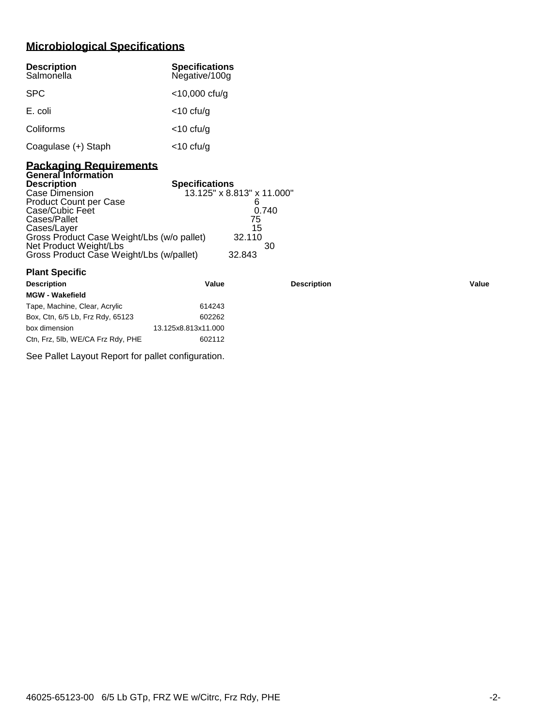## Microbiological Specifications

| Description | Specifications |
| --- | --- |
| Salmonella | Negative/100g |
| SPC | <10,000 cfu/g |
| E. coli | <10 cfu/g |
| Coliforms | <10 cfu/g |
| Coagulase (+) Staph | <10 cfu/g |

## Packaging Requirements

### General Information

| Description | Specifications |
| --- | --- |
| Case Dimension | 13.125" x 8.813" x 11.000" |
| Product Count per Case | 6 |
| Case/Cubic Feet | 0.740 |
| Cases/Pallet | 75 |
| Cases/Layer | 15 |
| Gross Product Case Weight/Lbs (w/o pallet) | 32.110 |
| Net Product Weight/Lbs | 30 |
| Gross Product Case Weight/Lbs (w/pallet) | 32.843 |

### Plant Specific

| Description | Value | Description | Value |
| --- | --- | --- | --- |
| **MGW - Wakefield** | | | |
| Tape, Machine, Clear, Acrylic | 614243 | | |
| Box, Ctn, 6/5 Lb, Frz Rdy, 65123 | 602262 | | |
| box dimension | 13.125x8.813x11.000 | | |
| Ctn, Frz, 5lb, WE/CA Frz Rdy, PHE | 602112 | | |

See Pallet Layout Report for pallet configuration.

46025-65123-00 6/5 Lb GTp, FRZ WE w/Citrc, Frz Rdy, PHE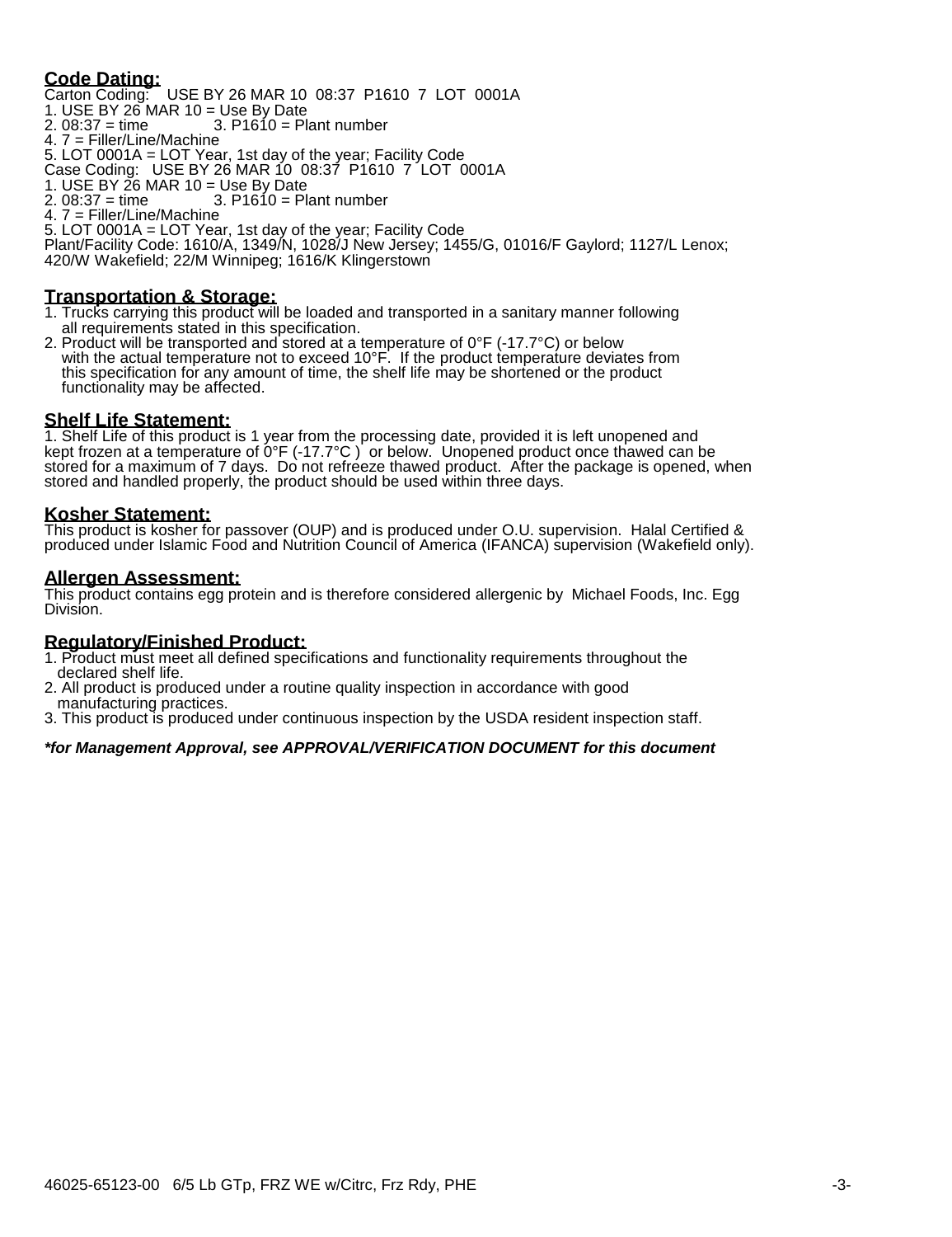## Code Dating:

Carton Coding: USE BY 26 MAR 10 08:37 P1610 7 LOT 0001A
1. USE BY 26 MAR 10 = Use By Date
2. 08:37 = time 3. P1610 = Plant number
4. 7 = Filler/Line/Machine
5. LOT 0001A = LOT Year, 1st day of the year; Facility Code

Case Coding: USE BY 26 MAR 10 08:37 P1610 7 LOT 0001A
1. USE BY 26 MAR 10 = Use By Date
2. 08:37 = time 3. P1610 = Plant number
4. 7 = Filler/Line/Machine
5. LOT 0001A = LOT Year, 1st day of the year; Facility Code

Plant/Facility Code: 1610/A, 1349/N, 1028/J New Jersey; 1455/G, 01016/F Gaylord; 1127/L Lenox; 420/W Wakefield; 22/M Winnipeg; 1616/K Klingerstown

## Transportation & Storage:

1. Trucks carrying this product will be loaded and transported in a sanitary manner following all requirements stated in this specification.
2. Product will be transported and stored at a temperature of 0°F (-17.7°C) or below with the actual temperature not to exceed 10°F. If the product temperature deviates from this specification for any amount of time, the shelf life may be shortened or the product functionality may be affected.

## Shelf Life Statement:

1. Shelf Life of this product is 1 year from the processing date, provided it is left unopened and kept frozen at a temperature of 0°F (-17.7°C ) or below. Unopened product once thawed can be stored for a maximum of 7 days. Do not refreeze thawed product. After the package is opened, when stored and handled properly, the product should be used within three days.

## Kosher Statement:

This product is kosher for passover (OUP) and is produced under O.U. supervision. Halal Certified & produced under Islamic Food and Nutrition Council of America (IFANCA) supervision (Wakefield only).

## Allergen Assessment:

This product contains egg protein and is therefore considered allergenic by Michael Foods, Inc. Egg Division.

## Regulatory/Finished Product:

1. Product must meet all defined specifications and functionality requirements throughout the declared shelf life.
2. All product is produced under a routine quality inspection in accordance with good manufacturing practices.
3. This product is produced under continuous inspection by the USDA resident inspection staff.

***for Management Approval, see APPROVAL/VERIFICATION DOCUMENT for this document***